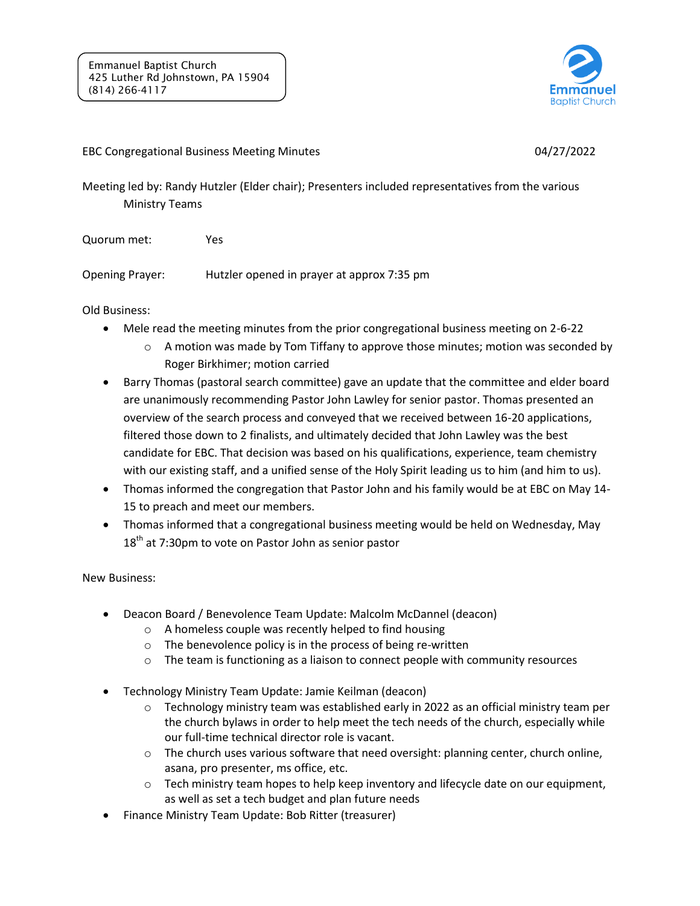Emmanuel Baptist Church
425 Luther Rd Johnstown, PA 15904
(814) 266-4117

Emmanuel Baptist Church

EBC Congregational Business Meeting Minutes 04/27/2022

Meeting led by: Randy Hutzler (Elder chair); Presenters included representatives from the various Ministry Teams

Quorum met: Yes

Opening Prayer: Hutzler opened in prayer at approx 7:35 pm

Old Business:

- Mele read the meeting minutes from the prior congregational business meeting on 2-6-22
  - A motion was made by Tom Tiffany to approve those minutes; motion was seconded by Roger Birkhimer; motion carried
- Barry Thomas (pastoral search committee) gave an update that the committee and elder board are unanimously recommending Pastor John Lawley for senior pastor. Thomas presented an overview of the search process and conveyed that we received between 16-20 applications, filtered those down to 2 finalists, and ultimately decided that John Lawley was the best candidate for EBC. That decision was based on his qualifications, experience, team chemistry with our existing staff, and a unified sense of the Holy Spirit leading us to him (and him to us).
- Thomas informed the congregation that Pastor John and his family would be at EBC on May 14-15 to preach and meet our members.
- Thomas informed that a congregational business meeting would be held on Wednesday, May 18th at 7:30pm to vote on Pastor John as senior pastor

New Business:

- Deacon Board / Benevolence Team Update: Malcolm McDannel (deacon)
  - A homeless couple was recently helped to find housing
  - The benevolence policy is in the process of being re-written
  - The team is functioning as a liaison to connect people with community resources
- Technology Ministry Team Update: Jamie Keilman (deacon)
  - Technology ministry team was established early in 2022 as an official ministry team per the church bylaws in order to help meet the tech needs of the church, especially while our full-time technical director role is vacant.
  - The church uses various software that need oversight: planning center, church online, asana, pro presenter, ms office, etc.
  - Tech ministry team hopes to help keep inventory and lifecycle date on our equipment, as well as set a tech budget and plan future needs
- Finance Ministry Team Update: Bob Ritter (treasurer)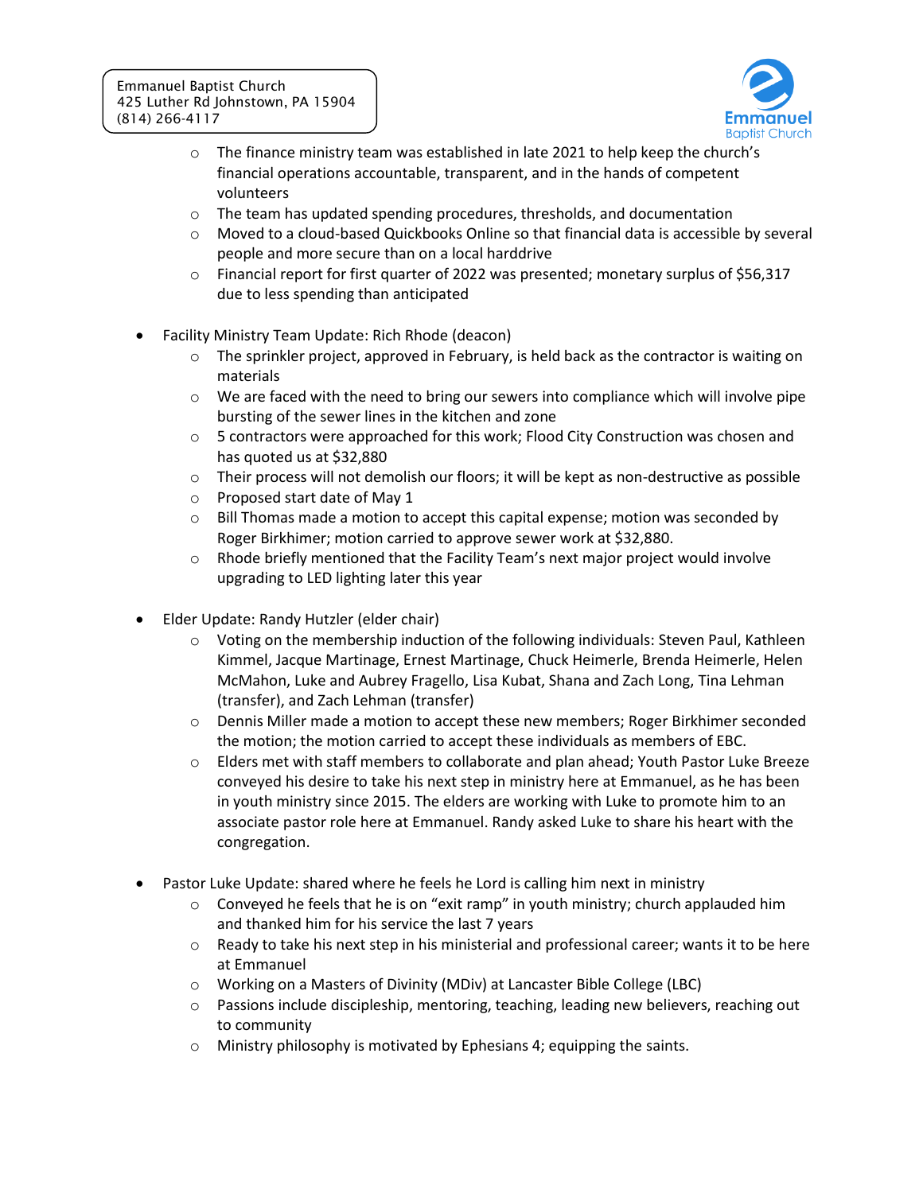- The finance ministry team was established in late 2021 to help keep the church's financial operations accountable, transparent, and in the hands of competent volunteers
    - The team has updated spending procedures, thresholds, and documentation
    - Moved to a cloud-based Quickbooks Online so that financial data is accessible by several people and more secure than on a local harddrive
    - Financial report for first quarter of 2022 was presented; monetary surplus of $56,317 due to less spending than anticipated

- Facility Ministry Team Update: Rich Rhode (deacon)
    - The sprinkler project, approved in February, is held back as the contractor is waiting on materials
    - We are faced with the need to bring our sewers into compliance which will involve pipe bursting of the sewer lines in the kitchen and zone
    - 5 contractors were approached for this work; Flood City Construction was chosen and has quoted us at $32,880
    - Their process will not demolish our floors; it will be kept as non-destructive as possible
    - Proposed start date of May 1
    - Bill Thomas made a motion to accept this capital expense; motion was seconded by Roger Birkhimer; motion carried to approve sewer work at $32,880.
    - Rhode briefly mentioned that the Facility Team's next major project would involve upgrading to LED lighting later this year

- Elder Update: Randy Hutzler (elder chair)
    - Voting on the membership induction of the following individuals: Steven Paul, Kathleen Kimmel, Jacque Martinage, Ernest Martinage, Chuck Heimerle, Brenda Heimerle, Helen McMahon, Luke and Aubrey Fragello, Lisa Kubat, Shana and Zach Long, Tina Lehman (transfer), and Zach Lehman (transfer)
    - Dennis Miller made a motion to accept these new members; Roger Birkhimer seconded the motion; the motion carried to accept these individuals as members of EBC.
    - Elders met with staff members to collaborate and plan ahead; Youth Pastor Luke Breeze conveyed his desire to take his next step in ministry here at Emmanuel, as he has been in youth ministry since 2015. The elders are working with Luke to promote him to an associate pastor role here at Emmanuel. Randy asked Luke to share his heart with the congregation.

- Pastor Luke Update: shared where he feels he Lord is calling him next in ministry
    - Conveyed he feels that he is on "exit ramp" in youth ministry; church applauded him and thanked him for his service the last 7 years
    - Ready to take his next step in his ministerial and professional career; wants it to be here at Emmanuel
    - Working on a Masters of Divinity (MDiv) at Lancaster Bible College (LBC)
    - Passions include discipleship, mentoring, teaching, leading new believers, reaching out to community
    - Ministry philosophy is motivated by Ephesians 4; equipping the saints.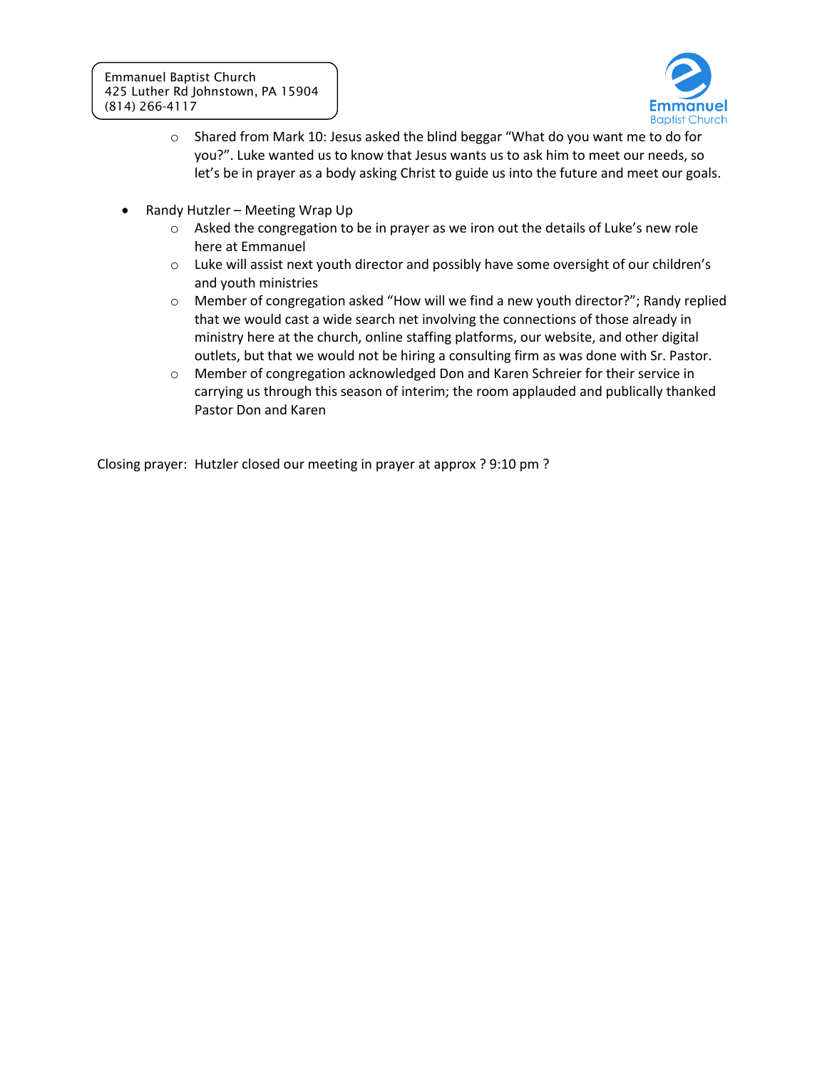- Shared from Mark 10: Jesus asked the blind beggar "What do you want me to do for you?". Luke wanted us to know that Jesus wants us to ask him to meet our needs, so let's be in prayer as a body asking Christ to guide us into the future and meet our goals.

- Randy Hutzler – Meeting Wrap Up
   - Asked the congregation to be in prayer as we iron out the details of Luke's new role here at Emmanuel
   - Luke will assist next youth director and possibly have some oversight of our children's and youth ministries
   - Member of congregation asked "How will we find a new youth director?"; Randy replied that we would cast a wide search net involving the connections of those already in ministry here at the church, online staffing platforms, our website, and other digital outlets, but that we would not be hiring a consulting firm as was done with Sr. Pastor.
   - Member of congregation acknowledged Don and Karen Schreier for their service in carrying us through this season of interim; the room applauded and publically thanked Pastor Don and Karen

Closing prayer: Hutzler closed our meeting in prayer at approx ? 9:10 pm ?